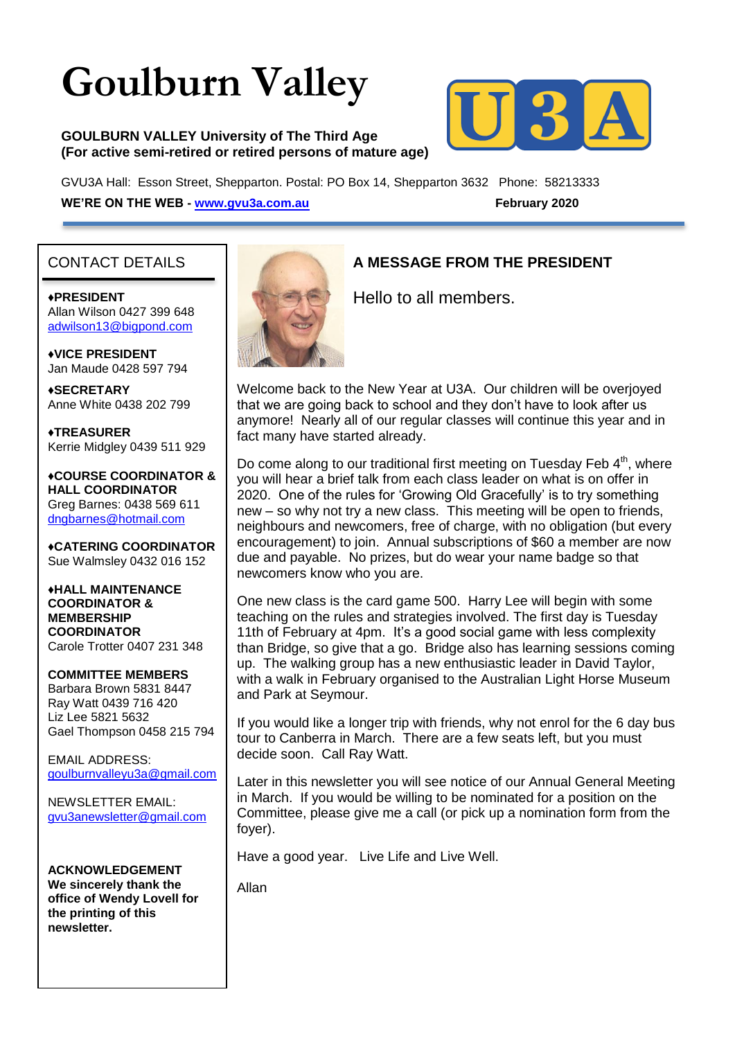# Goulburn Valley

**GOULBURN VALLEY University of The Third Age**
**(For active semi-retired or retired persons of mature age)**

GVU3A Hall: Esson Street, Shepparton. Postal: PO Box 14, Shepparton 3632 Phone: 58213333

**WE'RE ON THE WEB - [www.gvu3a.com.au](http://www.gvu3a.com.au)** **February 2020**

## CONTACT DETAILS

**♦PRESIDENT**
Allan Wilson 0427 399 648
adwilson13@bigpond.com

**♦VICE PRESIDENT**
Jan Maude 0428 597 794

**♦SECRETARY**
Anne White 0438 202 799

**♦TREASURER**
Kerrie Midgley 0439 511 929

**♦COURSE COORDINATOR & HALL COORDINATOR**
Greg Barnes: 0438 569 611
dngbarnes@hotmail.com

**♦CATERING COORDINATOR**
Sue Walmsley 0432 016 152

**♦HALL MAINTENANCE COORDINATOR & MEMBERSHIP COORDINATOR**
Carole Trotter 0407 231 348

**COMMITTEE MEMBERS**
Barbara Brown 5831 8447
Ray Watt 0439 716 420
Liz Lee 5821 5632
Gael Thompson 0458 215 794

EMAIL ADDRESS:
goulburnvalleyu3a@gmail.com

NEWSLETTER EMAIL:
gvu3anewsletter@gmail.com

**ACKNOWLEDGEMENT**
**We sincerely thank the office of Wendy Lovell for the printing of this newsletter.**

## A MESSAGE FROM THE PRESIDENT

Hello to all members.

Welcome back to the New Year at U3A. Our children will be overjoyed that we are going back to school and they don't have to look after us anymore! Nearly all of our regular classes will continue this year and in fact many have started already.

Do come along to our traditional first meeting on Tuesday Feb 4th, where you will hear a brief talk from each class leader on what is on offer in 2020. One of the rules for 'Growing Old Gracefully' is to try something new – so why not try a new class. This meeting will be open to friends, neighbours and newcomers, free of charge, with no obligation (but every encouragement) to join. Annual subscriptions of $60 a member are now due and payable. No prizes, but do wear your name badge so that newcomers know who you are.

One new class is the card game 500. Harry Lee will begin with some teaching on the rules and strategies involved. The first day is Tuesday 11th of February at 4pm. It's a good social game with less complexity than Bridge, so give that a go. Bridge also has learning sessions coming up. The walking group has a new enthusiastic leader in David Taylor, with a walk in February organised to the Australian Light Horse Museum and Park at Seymour.

If you would like a longer trip with friends, why not enrol for the 6 day bus tour to Canberra in March. There are a few seats left, but you must decide soon. Call Ray Watt.

Later in this newsletter you will see notice of our Annual General Meeting in March. If you would be willing to be nominated for a position on the Committee, please give me a call (or pick up a nomination form from the foyer).

Have a good year. Live Life and Live Well.

Allan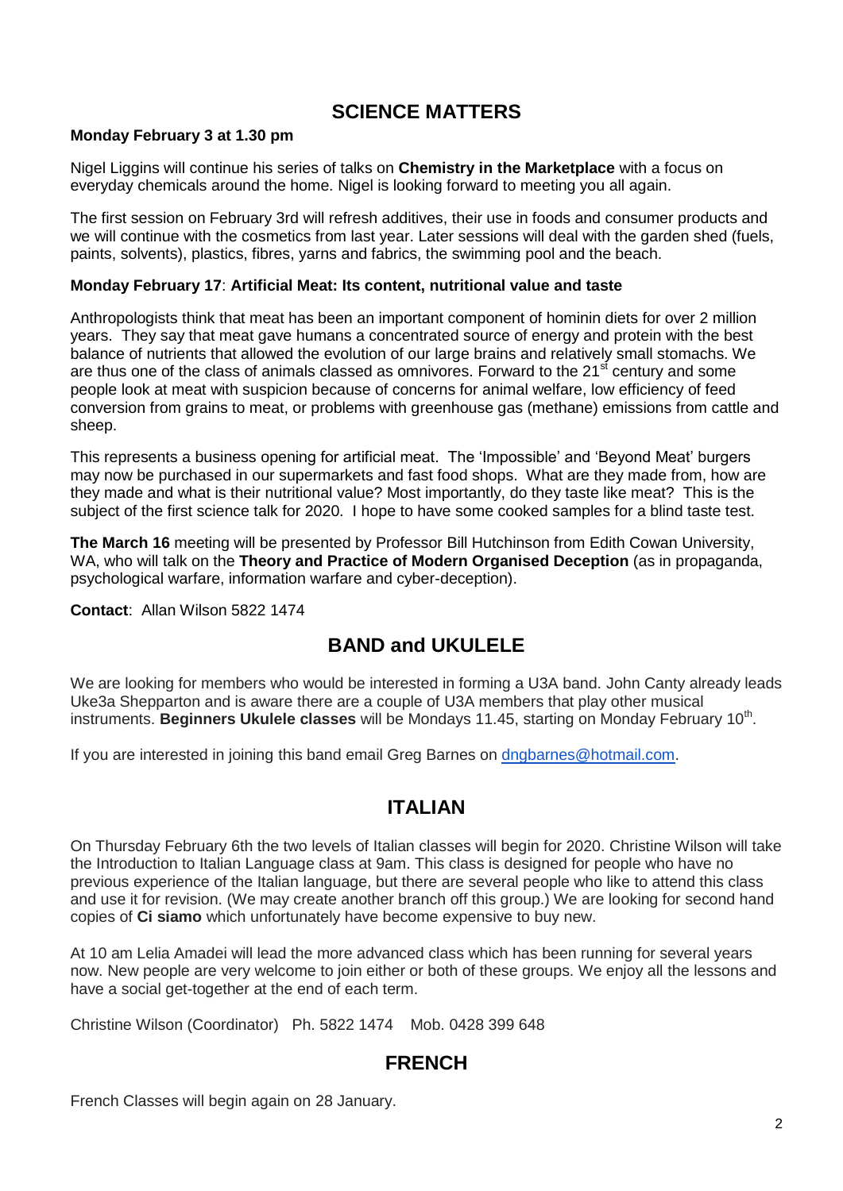## SCIENCE MATTERS

**Monday February 3 at 1.30 pm**

Nigel Liggins will continue his series of talks on **Chemistry in the Marketplace** with a focus on everyday chemicals around the home. Nigel is looking forward to meeting you all again.

The first session on February 3rd will refresh additives, their use in foods and consumer products and we will continue with the cosmetics from last year. Later sessions will deal with the garden shed (fuels, paints, solvents), plastics, fibres, yarns and fabrics, the swimming pool and the beach.

**Monday February 17**: **Artificial Meat: Its content, nutritional value and taste**

Anthropologists think that meat has been an important component of hominin diets for over 2 million years. They say that meat gave humans a concentrated source of energy and protein with the best balance of nutrients that allowed the evolution of our large brains and relatively small stomachs. We are thus one of the class of animals classed as omnivores. Forward to the 21st century and some people look at meat with suspicion because of concerns for animal welfare, low efficiency of feed conversion from grains to meat, or problems with greenhouse gas (methane) emissions from cattle and sheep.

This represents a business opening for artificial meat. The 'Impossible' and 'Beyond Meat' burgers may now be purchased in our supermarkets and fast food shops. What are they made from, how are they made and what is their nutritional value? Most importantly, do they taste like meat? This is the subject of the first science talk for 2020. I hope to have some cooked samples for a blind taste test.

**The March 16** meeting will be presented by Professor Bill Hutchinson from Edith Cowan University, WA, who will talk on the **Theory and Practice of Modern Organised Deception** (as in propaganda, psychological warfare, information warfare and cyber-deception).

**Contact**: Allan Wilson 5822 1474

## BAND and UKULELE

We are looking for members who would be interested in forming a U3A band. John Canty already leads Uke3a Shepparton and is aware there are a couple of U3A members that play other musical instruments. **Beginners Ukulele classes** will be Mondays 11.45, starting on Monday February 10th.

If you are interested in joining this band email Greg Barnes on dngbarnes@hotmail.com.

## ITALIAN

On Thursday February 6th the two levels of Italian classes will begin for 2020. Christine Wilson will take the Introduction to Italian Language class at 9am. This class is designed for people who have no previous experience of the Italian language, but there are several people who like to attend this class and use it for revision. (We may create another branch off this group.) We are looking for second hand copies of **Ci siamo** which unfortunately have become expensive to buy new.

At 10 am Lelia Amadei will lead the more advanced class which has been running for several years now. New people are very welcome to join either or both of these groups. We enjoy all the lessons and have a social get-together at the end of each term.

Christine Wilson (Coordinator) Ph. 5822 1474 Mob. 0428 399 648

## FRENCH

French Classes will begin again on 28 January.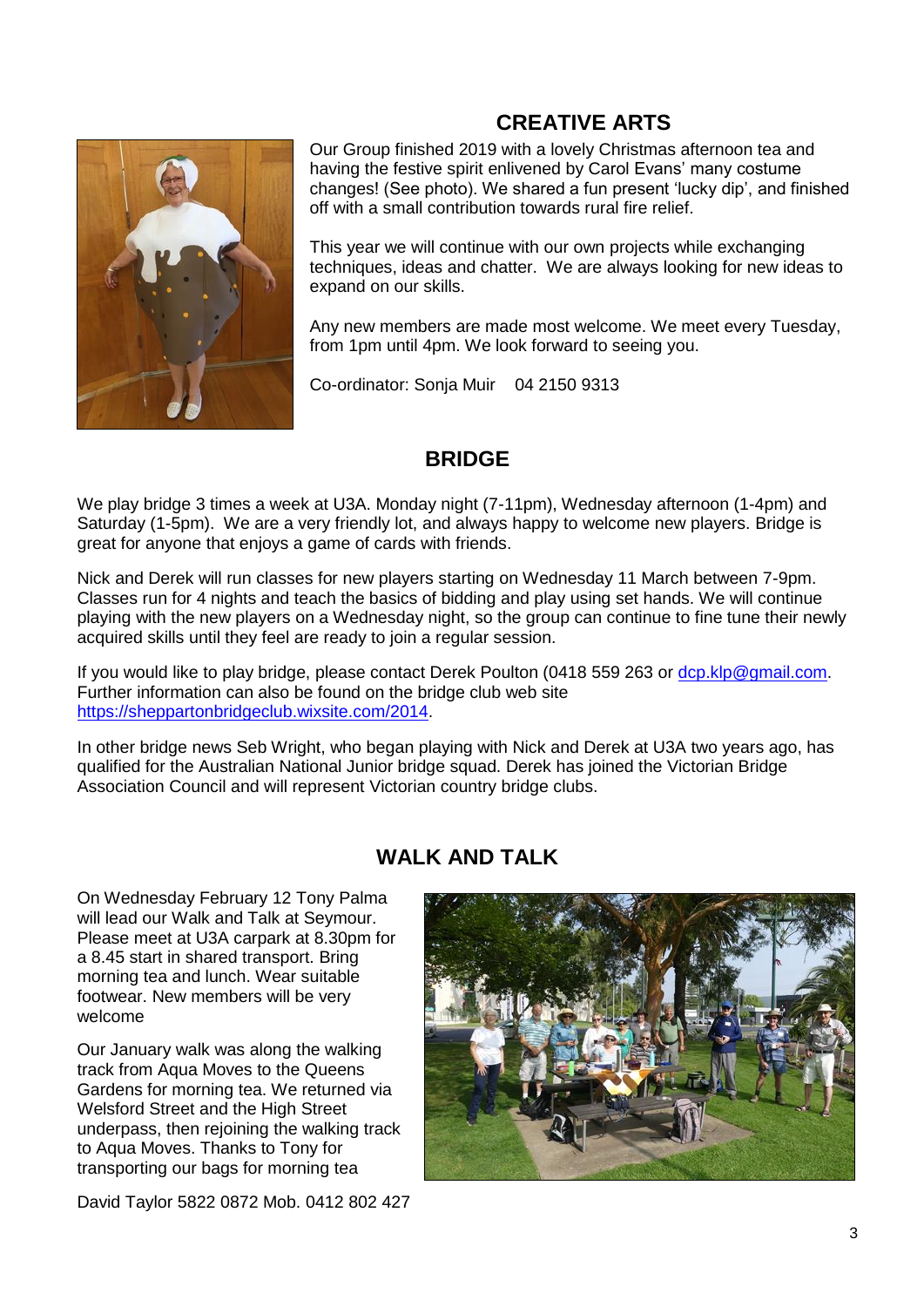## CREATIVE ARTS

Our Group finished 2019 with a lovely Christmas afternoon tea and having the festive spirit enlivened by Carol Evans' many costume changes! (See photo). We shared a fun present 'lucky dip', and finished off with a small contribution towards rural fire relief.

This year we will continue with our own projects while exchanging techniques, ideas and chatter. We are always looking for new ideas to expand on our skills.

Any new members are made most welcome. We meet every Tuesday, from 1pm until 4pm. We look forward to seeing you.

Co-ordinator: Sonja Muir 04 2150 9313

## BRIDGE

We play bridge 3 times a week at U3A. Monday night (7-11pm), Wednesday afternoon (1-4pm) and Saturday (1-5pm). We are a very friendly lot, and always happy to welcome new players. Bridge is great for anyone that enjoys a game of cards with friends.

Nick and Derek will run classes for new players starting on Wednesday 11 March between 7-9pm. Classes run for 4 nights and teach the basics of bidding and play using set hands. We will continue playing with the new players on a Wednesday night, so the group can continue to fine tune their newly acquired skills until they feel are ready to join a regular session.

If you would like to play bridge, please contact Derek Poulton (0418 559 263 or dcp.klp@gmail.com. Further information can also be found on the bridge club web site https://sheppartonbridgeclub.wixsite.com/2014.

In other bridge news Seb Wright, who began playing with Nick and Derek at U3A two years ago, has qualified for the Australian National Junior bridge squad. Derek has joined the Victorian Bridge Association Council and will represent Victorian country bridge clubs.

## WALK AND TALK

On Wednesday February 12 Tony Palma will lead our Walk and Talk at Seymour. Please meet at U3A carpark at 8.30pm for a 8.45 start in shared transport. Bring morning tea and lunch. Wear suitable footwear. New members will be very welcome

Our January walk was along the walking track from Aqua Moves to the Queens Gardens for morning tea. We returned via Welsford Street and the High Street underpass, then rejoining the walking track to Aqua Moves. Thanks to Tony for transporting our bags for morning tea

David Taylor 5822 0872 Mob. 0412 802 427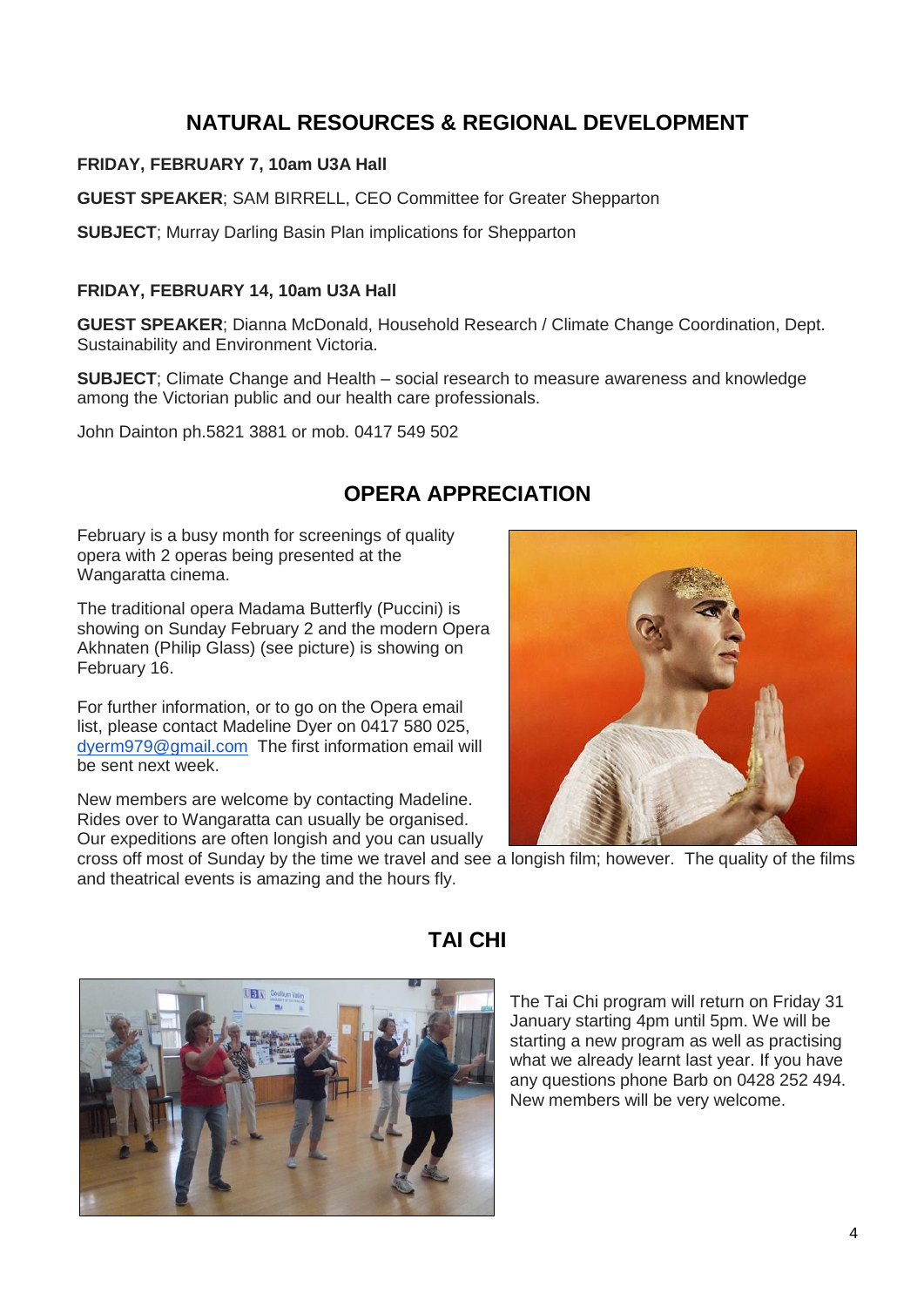## NATURAL RESOURCES & REGIONAL DEVELOPMENT

**FRIDAY, FEBRUARY 7, 10am U3A Hall**

**GUEST SPEAKER**; SAM BIRRELL, CEO Committee for Greater Shepparton

**SUBJECT**; Murray Darling Basin Plan implications for Shepparton

**FRIDAY, FEBRUARY 14, 10am U3A Hall**

**GUEST SPEAKER**; Dianna McDonald, Household Research / Climate Change Coordination, Dept. Sustainability and Environment Victoria.

**SUBJECT**; Climate Change and Health – social research to measure awareness and knowledge among the Victorian public and our health care professionals.

John Dainton ph.5821 3881 or mob. 0417 549 502

## OPERA APPRECIATION

February is a busy month for screenings of quality opera with 2 operas being presented at the Wangaratta cinema.

The traditional opera Madama Butterfly (Puccini) is showing on Sunday February 2 and the modern Opera Akhnaten (Philip Glass) (see picture) is showing on February 16.

For further information, or to go on the Opera email list, please contact Madeline Dyer on 0417 580 025, dyerm979@gmail.com The first information email will be sent next week.

New members are welcome by contacting Madeline. Rides over to Wangaratta can usually be organised. Our expeditions are often longish and you can usually cross off most of Sunday by the time we travel and see a longish film; however. The quality of the films and theatrical events is amazing and the hours fly.

## TAI CHI

The Tai Chi program will return on Friday 31 January starting 4pm until 5pm. We will be starting a new program as well as practising what we already learnt last year. If you have any questions phone Barb on 0428 252 494. New members will be very welcome.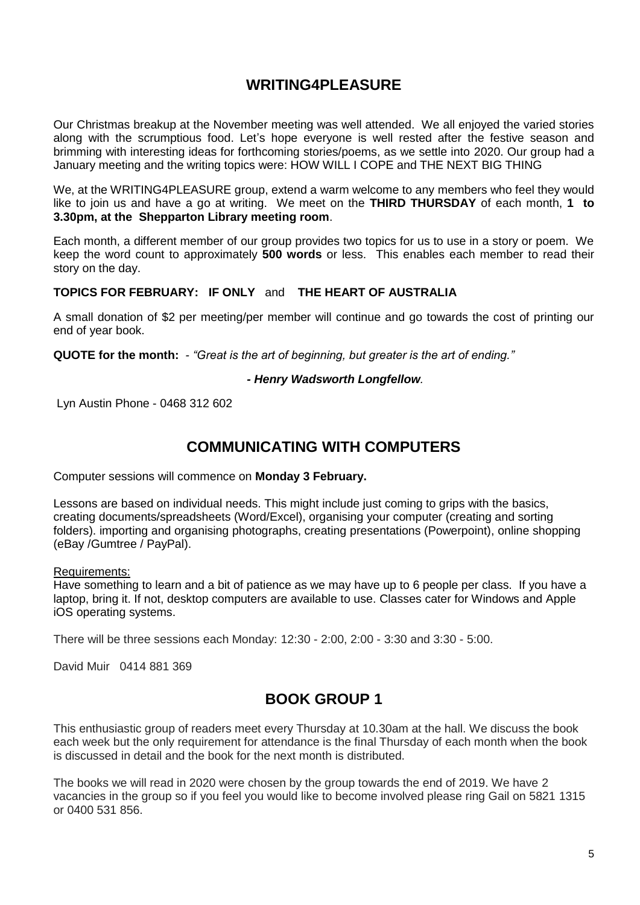## WRITING4PLEASURE

Our Christmas breakup at the November meeting was well attended. We all enjoyed the varied stories along with the scrumptious food. Let's hope everyone is well rested after the festive season and brimming with interesting ideas for forthcoming stories/poems, as we settle into 2020. Our group had a January meeting and the writing topics were: HOW WILL I COPE and THE NEXT BIG THING

We, at the WRITING4PLEASURE group, extend a warm welcome to any members who feel they would like to join us and have a go at writing. We meet on the **THIRD THURSDAY** of each month, **1 to 3.30pm, at the Shepparton Library meeting room**.

Each month, a different member of our group provides two topics for us to use in a story or poem. We keep the word count to approximately **500 words** or less. This enables each member to read their story on the day.

**TOPICS FOR FEBRUARY: IF ONLY** and **THE HEART OF AUSTRALIA**

A small donation of $2 per meeting/per member will continue and go towards the cost of printing our end of year book.

**QUOTE for the month:** - *"Great is the art of beginning, but greater is the art of ending."*

***- Henry Wadsworth Longfellow*.**

Lyn Austin Phone - 0468 312 602

## COMMUNICATING WITH COMPUTERS

Computer sessions will commence on **Monday 3 February.**

Lessons are based on individual needs. This might include just coming to grips with the basics, creating documents/spreadsheets (Word/Excel), organising your computer (creating and sorting folders). importing and organising photographs, creating presentations (Powerpoint), online shopping (eBay /Gumtree / PayPal).

Requirements:
Have something to learn and a bit of patience as we may have up to 6 people per class. If you have a laptop, bring it. If not, desktop computers are available to use. Classes cater for Windows and Apple iOS operating systems.

There will be three sessions each Monday: 12:30 - 2:00, 2:00 - 3:30 and 3:30 - 5:00.

David Muir 0414 881 369

## BOOK GROUP 1

This enthusiastic group of readers meet every Thursday at 10.30am at the hall. We discuss the book each week but the only requirement for attendance is the final Thursday of each month when the book is discussed in detail and the book for the next month is distributed.

The books we will read in 2020 were chosen by the group towards the end of 2019. We have 2 vacancies in the group so if you feel you would like to become involved please ring Gail on 5821 1315 or 0400 531 856.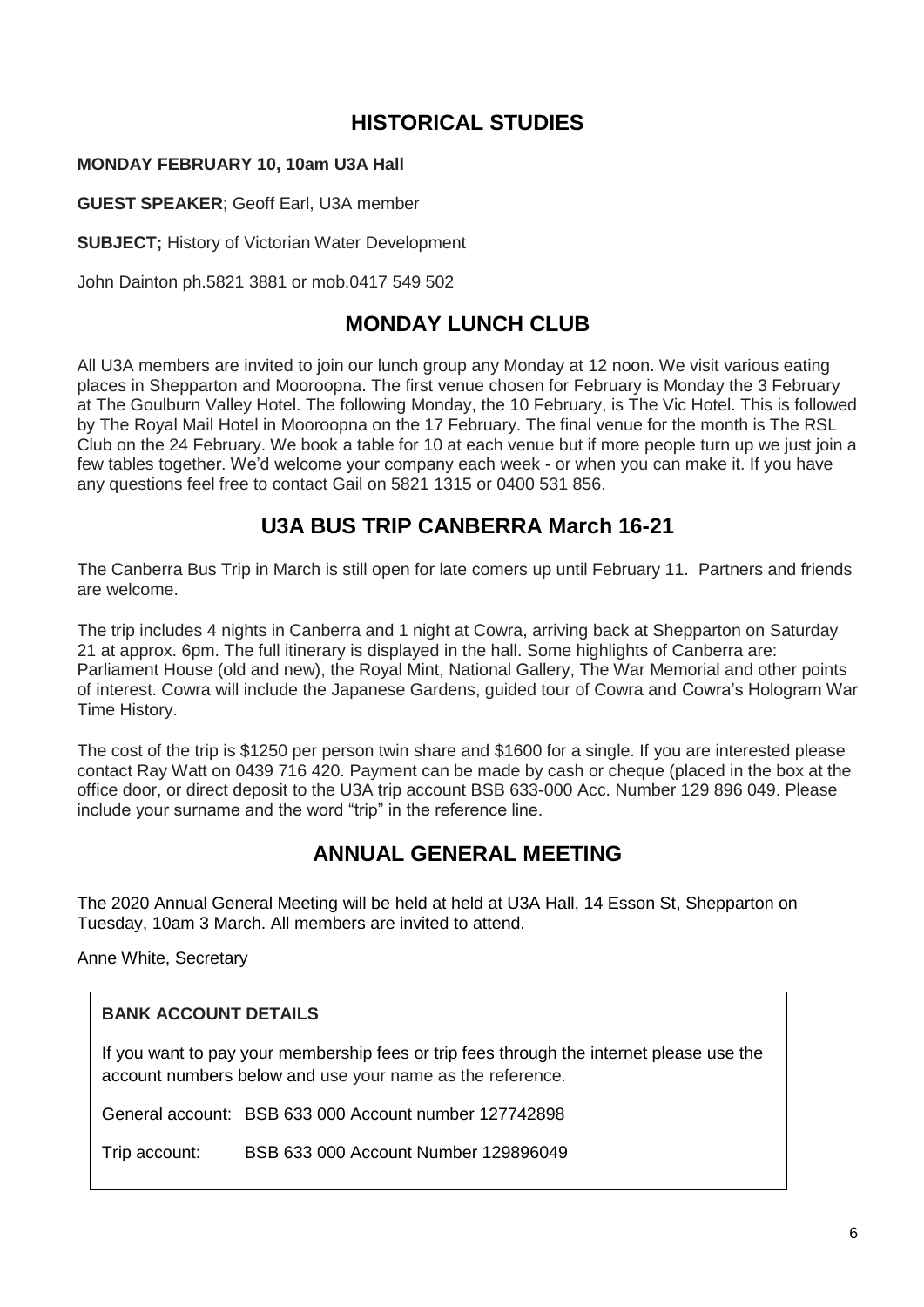## HISTORICAL STUDIES

**MONDAY FEBRUARY 10, 10am U3A Hall**

**GUEST SPEAKER**; Geoff Earl, U3A member

**SUBJECT;** History of Victorian Water Development

John Dainton ph.5821 3881 or mob.0417 549 502

## MONDAY LUNCH CLUB

All U3A members are invited to join our lunch group any Monday at 12 noon. We visit various eating places in Shepparton and Mooroopna. The first venue chosen for February is Monday the 3 February at The Goulburn Valley Hotel. The following Monday, the 10 February, is The Vic Hotel. This is followed by The Royal Mail Hotel in Mooroopna on the 17 February. The final venue for the month is The RSL Club on the 24 February. We book a table for 10 at each venue but if more people turn up we just join a few tables together. We'd welcome your company each week - or when you can make it. If you have any questions feel free to contact Gail on 5821 1315 or 0400 531 856.

## U3A BUS TRIP CANBERRA March 16-21

The Canberra Bus Trip in March is still open for late comers up until February 11. Partners and friends are welcome.

The trip includes 4 nights in Canberra and 1 night at Cowra, arriving back at Shepparton on Saturday 21 at approx. 6pm. The full itinerary is displayed in the hall. Some highlights of Canberra are: Parliament House (old and new), the Royal Mint, National Gallery, The War Memorial and other points of interest. Cowra will include the Japanese Gardens, guided tour of Cowra and Cowra's Hologram War Time History.

The cost of the trip is $1250 per person twin share and $1600 for a single. If you are interested please contact Ray Watt on 0439 716 420. Payment can be made by cash or cheque (placed in the box at the office door, or direct deposit to the U3A trip account BSB 633-000 Acc. Number 129 896 049. Please include your surname and the word "trip" in the reference line.

## ANNUAL GENERAL MEETING

The 2020 Annual General Meeting will be held at held at U3A Hall, 14 Esson St, Shepparton on Tuesday, 10am 3 March. All members are invited to attend.

Anne White, Secretary

**BANK ACCOUNT DETAILS**

If you want to pay your membership fees or trip fees through the internet please use the account numbers below and use your name as the reference.

General account: BSB 633 000 Account number 127742898

Trip account: BSB 633 000 Account Number 129896049